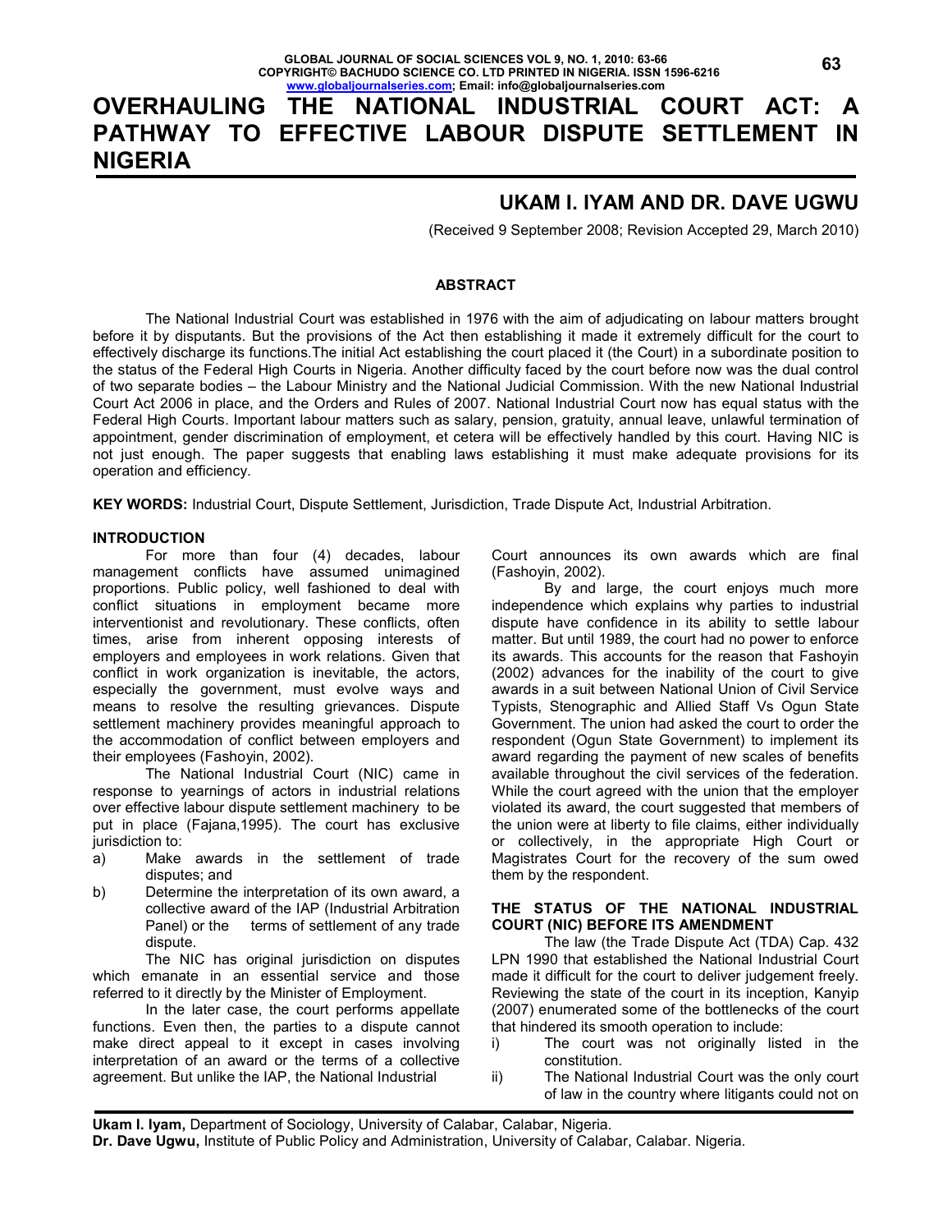# OVERHAULING THE NATIONAL INDUSTRIAL COURT ACT: A PATHWAY TO EFFECTIVE LABOUR DISPUTE SETTLEMENT IN NIGERIA

## UKAM I. IYAM AND DR. DAVE UGWU

(Received 9 September 2008; Revision Accepted 29, March 2010)

### ABSTRACT

The National Industrial Court was established in 1976 with the aim of adjudicating on labour matters brought before it by disputants. But the provisions of the Act then establishing it made it extremely difficult for the court to effectively discharge its functions.The initial Act establishing the court placed it (the Court) in a subordinate position to the status of the Federal High Courts in Nigeria. Another difficulty faced by the court before now was the dual control of two separate bodies – the Labour Ministry and the National Judicial Commission. With the new National Industrial Court Act 2006 in place, and the Orders and Rules of 2007. National Industrial Court now has equal status with the Federal High Courts. Important labour matters such as salary, pension, gratuity, annual leave, unlawful termination of appointment, gender discrimination of employment, et cetera will be effectively handled by this court. Having NIC is not just enough. The paper suggests that enabling laws establishing it must make adequate provisions for its operation and efficiency.

**KEY WORDS:** Industrial Court, Dispute Settlement, Jurisdiction, Trade Dispute Act, Industrial Arbitration.

### INTRODUCTION

For more than four (4) decades, labour management conflicts have assumed unimagined proportions. Public policy, well fashioned to deal with conflict situations in employment became more interventionist and revolutionary. These conflicts, often times, arise from inherent opposing interests of employers and employees in work relations. Given that conflict in work organization is inevitable, the actors, especially the government, must evolve ways and means to resolve the resulting grievances. Dispute settlement machinery provides meaningful approach to the accommodation of conflict between employers and their employees (Fashoyin, 2002).

The National Industrial Court (NIC) came in response to yearnings of actors in industrial relations over effective labour dispute settlement machinery to be put in place (Fajana,1995). The court has exclusive jurisdiction to:

a) Make awards in the settlement of trade disputes; and
b) Determine the interpretation of its own award, a collective award of the IAP (Industrial Arbitration Panel) or the terms of settlement of any trade dispute.

The NIC has original jurisdiction on disputes which emanate in an essential service and those referred to it directly by the Minister of Employment.

In the later case, the court performs appellate functions. Even then, the parties to a dispute cannot make direct appeal to it except in cases involving interpretation of an award or the terms of a collective agreement. But unlike the IAP, the National Industrial Court announces its own awards which are final (Fashoyin, 2002).

By and large, the court enjoys much more independence which explains why parties to industrial dispute have confidence in its ability to settle labour matter. But until 1989, the court had no power to enforce its awards. This accounts for the reason that Fashoyin (2002) advances for the inability of the court to give awards in a suit between National Union of Civil Service Typists, Stenographic and Allied Staff Vs Ogun State Government. The union had asked the court to order the respondent (Ogun State Government) to implement its award regarding the payment of new scales of benefits available throughout the civil services of the federation. While the court agreed with the union that the employer violated its award, the court suggested that members of the union were at liberty to file claims, either individually or collectively, in the appropriate High Court or Magistrates Court for the recovery of the sum owed them by the respondent.

### THE STATUS OF THE NATIONAL INDUSTRIAL COURT (NIC) BEFORE ITS AMENDMENT

The law (the Trade Dispute Act (TDA) Cap. 432 LPN 1990 that established the National Industrial Court made it difficult for the court to deliver judgement freely. Reviewing the state of the court in its inception, Kanyip (2007) enumerated some of the bottlenecks of the court that hindered its smooth operation to include:

i) The court was not originally listed in the constitution.
ii) The National Industrial Court was the only court of law in the country where litigants could not on

**Ukam I. Iyam,** Department of Sociology, University of Calabar, Calabar, Nigeria.
**Dr. Dave Ugwu,** Institute of Public Policy and Administration, University of Calabar, Calabar. Nigeria.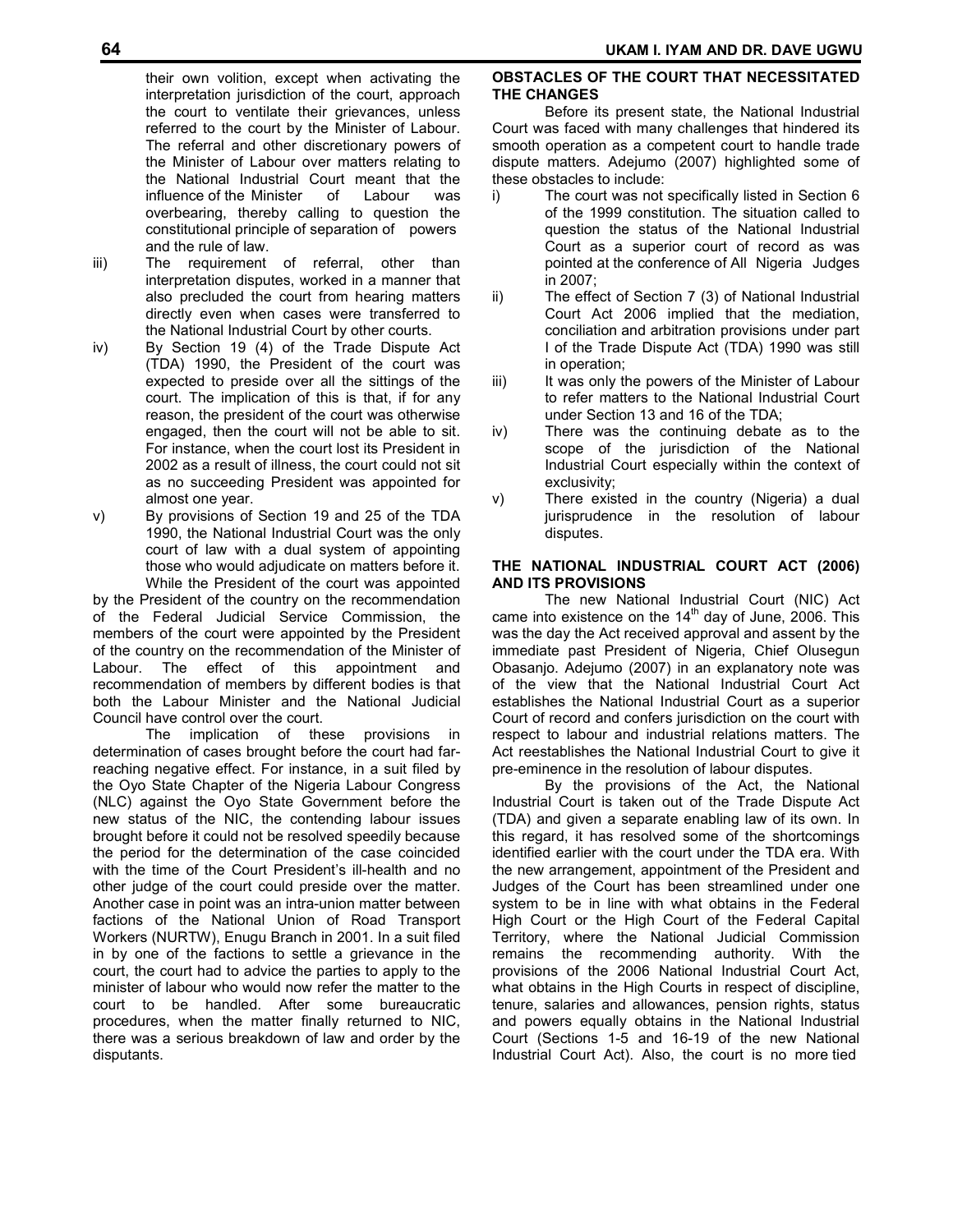their own volition, except when activating the interpretation jurisdiction of the court, approach the court to ventilate their grievances, unless referred to the court by the Minister of Labour. The referral and other discretionary powers of the Minister of Labour over matters relating to the National Industrial Court meant that the influence of the Minister of Labour was overbearing, thereby calling to question the constitutional principle of separation of powers and the rule of law.

iii) The requirement of referral, other than interpretation disputes, worked in a manner that also precluded the court from hearing matters directly even when cases were transferred to the National Industrial Court by other courts.

iv) By Section 19 (4) of the Trade Dispute Act (TDA) 1990, the President of the court was expected to preside over all the sittings of the court. The implication of this is that, if for any reason, the president of the court was otherwise engaged, then the court will not be able to sit. For instance, when the court lost its President in 2002 as a result of illness, the court could not sit as no succeeding President was appointed for almost one year.

v) By provisions of Section 19 and 25 of the TDA 1990, the National Industrial Court was the only court of law with a dual system of appointing those who would adjudicate on matters before it.

While the President of the court was appointed by the President of the country on the recommendation of the Federal Judicial Service Commission, the members of the court were appointed by the President of the country on the recommendation of the Minister of Labour. The effect of this appointment and recommendation of members by different bodies is that both the Labour Minister and the National Judicial Council have control over the court.

The implication of these provisions in determination of cases brought before the court had far-reaching negative effect. For instance, in a suit filed by the Oyo State Chapter of the Nigeria Labour Congress (NLC) against the Oyo State Government before the new status of the NIC, the contending labour issues brought before it could not be resolved speedily because the period for the determination of the case coincided with the time of the Court President's ill-health and no other judge of the court could preside over the matter. Another case in point was an intra-union matter between factions of the National Union of Road Transport Workers (NURTW), Enugu Branch in 2001. In a suit filed in by one of the factions to settle a grievance in the court, the court had to advice the parties to apply to the minister of labour who would now refer the matter to the court to be handled. After some bureaucratic procedures, when the matter finally returned to NIC, there was a serious breakdown of law and order by the disputants.

**OBSTACLES OF THE COURT THAT NECESSITATED THE CHANGES**

Before its present state, the National Industrial Court was faced with many challenges that hindered its smooth operation as a competent court to handle trade dispute matters. Adejumo (2007) highlighted some of these obstacles to include:

i) The court was not specifically listed in Section 6 of the 1999 constitution. The situation called to question the status of the National Industrial Court as a superior court of record as was pointed at the conference of All Nigeria Judges in 2007;

ii) The effect of Section 7 (3) of National Industrial Court Act 2006 implied that the mediation, conciliation and arbitration provisions under part I of the Trade Dispute Act (TDA) 1990 was still in operation;

iii) It was only the powers of the Minister of Labour to refer matters to the National Industrial Court under Section 13 and 16 of the TDA;

iv) There was the continuing debate as to the scope of the jurisdiction of the National Industrial Court especially within the context of exclusivity;

v) There existed in the country (Nigeria) a dual jurisprudence in the resolution of labour disputes.

**THE NATIONAL INDUSTRIAL COURT ACT (2006) AND ITS PROVISIONS**

The new National Industrial Court (NIC) Act came into existence on the 14th day of June, 2006. This was the day the Act received approval and assent by the immediate past President of Nigeria, Chief Olusegun Obasanjo. Adejumo (2007) in an explanatory note was of the view that the National Industrial Court Act establishes the National Industrial Court as a superior Court of record and confers jurisdiction on the court with respect to labour and industrial relations matters. The Act reestablishes the National Industrial Court to give it pre-eminence in the resolution of labour disputes.

By the provisions of the Act, the National Industrial Court is taken out of the Trade Dispute Act (TDA) and given a separate enabling law of its own. In this regard, it has resolved some of the shortcomings identified earlier with the court under the TDA era. With the new arrangement, appointment of the President and Judges of the Court has been streamlined under one system to be in line with what obtains in the Federal High Court or the High Court of the Federal Capital Territory, where the National Judicial Commission remains the recommending authority. With the provisions of the 2006 National Industrial Court Act, what obtains in the High Courts in respect of discipline, tenure, salaries and allowances, pension rights, status and powers equally obtains in the National Industrial Court (Sections 1-5 and 16-19 of the new National Industrial Court Act). Also, the court is no more tied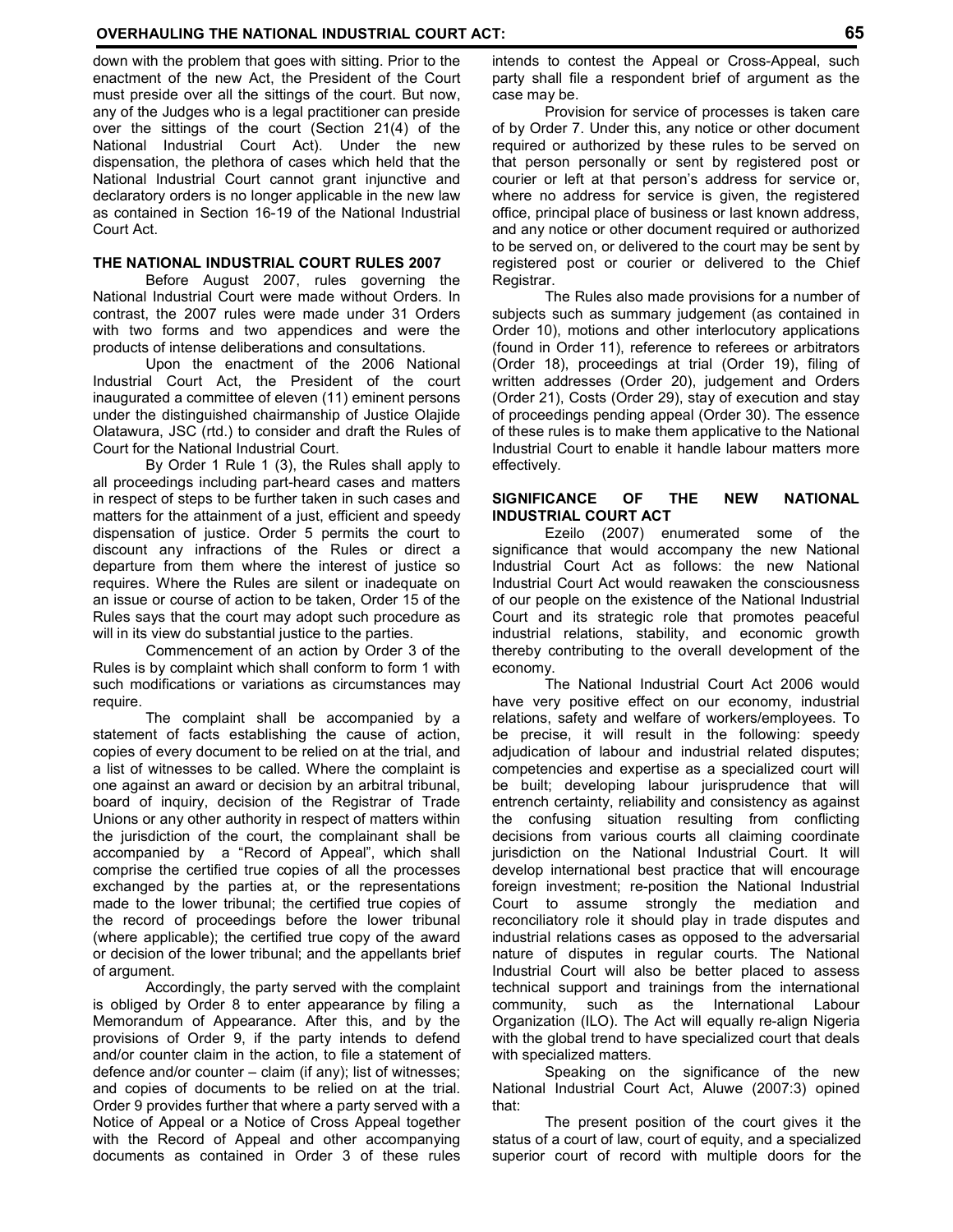down with the problem that goes with sitting. Prior to the enactment of the new Act, the President of the Court must preside over all the sittings of the court. But now, any of the Judges who is a legal practitioner can preside over the sittings of the court (Section 21(4) of the National Industrial Court Act). Under the new dispensation, the plethora of cases which held that the National Industrial Court cannot grant injunctive and declaratory orders is no longer applicable in the new law as contained in Section 16-19 of the National Industrial Court Act.

## THE NATIONAL INDUSTRIAL COURT RULES 2007

Before August 2007, rules governing the National Industrial Court were made without Orders. In contrast, the 2007 rules were made under 31 Orders with two forms and two appendices and were the products of intense deliberations and consultations.

Upon the enactment of the 2006 National Industrial Court Act, the President of the court inaugurated a committee of eleven (11) eminent persons under the distinguished chairmanship of Justice Olajide Olatawura, JSC (rtd.) to consider and draft the Rules of Court for the National Industrial Court.

By Order 1 Rule 1 (3), the Rules shall apply to all proceedings including part-heard cases and matters in respect of steps to be further taken in such cases and matters for the attainment of a just, efficient and speedy dispensation of justice. Order 5 permits the court to discount any infractions of the Rules or direct a departure from them where the interest of justice so requires. Where the Rules are silent or inadequate on an issue or course of action to be taken, Order 15 of the Rules says that the court may adopt such procedure as will in its view do substantial justice to the parties.

Commencement of an action by Order 3 of the Rules is by complaint which shall conform to form 1 with such modifications or variations as circumstances may require.

The complaint shall be accompanied by a statement of facts establishing the cause of action, copies of every document to be relied on at the trial, and a list of witnesses to be called. Where the complaint is one against an award or decision by an arbitral tribunal, board of inquiry, decision of the Registrar of Trade Unions or any other authority in respect of matters within the jurisdiction of the court, the complainant shall be accompanied by a "Record of Appeal", which shall comprise the certified true copies of all the processes exchanged by the parties at, or the representations made to the lower tribunal; the certified true copies of the record of proceedings before the lower tribunal (where applicable); the certified true copy of the award or decision of the lower tribunal; and the appellants brief of argument.

Accordingly, the party served with the complaint is obliged by Order 8 to enter appearance by filing a Memorandum of Appearance. After this, and by the provisions of Order 9, if the party intends to defend and/or counter claim in the action, to file a statement of defence and/or counter – claim (if any); list of witnesses; and copies of documents to be relied on at the trial. Order 9 provides further that where a party served with a Notice of Appeal or a Notice of Cross Appeal together with the Record of Appeal and other accompanying documents as contained in Order 3 of these rules intends to contest the Appeal or Cross-Appeal, such party shall file a respondent brief of argument as the case may be.

Provision for service of processes is taken care of by Order 7. Under this, any notice or other document required or authorized by these rules to be served on that person personally or sent by registered post or courier or left at that person's address for service or, where no address for service is given, the registered office, principal place of business or last known address, and any notice or other document required or authorized to be served on, or delivered to the court may be sent by registered post or courier or delivered to the Chief Registrar.

The Rules also made provisions for a number of subjects such as summary judgement (as contained in Order 10), motions and other interlocutory applications (found in Order 11), reference to referees or arbitrators (Order 18), proceedings at trial (Order 19), filing of written addresses (Order 20), judgement and Orders (Order 21), Costs (Order 29), stay of execution and stay of proceedings pending appeal (Order 30). The essence of these rules is to make them applicative to the National Industrial Court to enable it handle labour matters more effectively.

## SIGNIFICANCE OF THE NEW NATIONAL INDUSTRIAL COURT ACT

Ezeilo (2007) enumerated some of the significance that would accompany the new National Industrial Court Act as follows: the new National Industrial Court Act would reawaken the consciousness of our people on the existence of the National Industrial Court and its strategic role that promotes peaceful industrial relations, stability, and economic growth thereby contributing to the overall development of the economy.

The National Industrial Court Act 2006 would have very positive effect on our economy, industrial relations, safety and welfare of workers/employees. To be precise, it will result in the following: speedy adjudication of labour and industrial related disputes; competencies and expertise as a specialized court will be built; developing labour jurisprudence that will entrench certainty, reliability and consistency as against the confusing situation resulting from conflicting decisions from various courts all claiming coordinate jurisdiction on the National Industrial Court. It will develop international best practice that will encourage foreign investment; re-position the National Industrial Court to assume strongly the mediation and reconciliatory role it should play in trade disputes and industrial relations cases as opposed to the adversarial nature of disputes in regular courts. The National Industrial Court will also be better placed to assess technical support and trainings from the international community, such as the International Labour Organization (ILO). The Act will equally re-align Nigeria with the global trend to have specialized court that deals with specialized matters.

Speaking on the significance of the new National Industrial Court Act, Aluwe (2007:3) opined that:

The present position of the court gives it the status of a court of law, court of equity, and a specialized superior court of record with multiple doors for the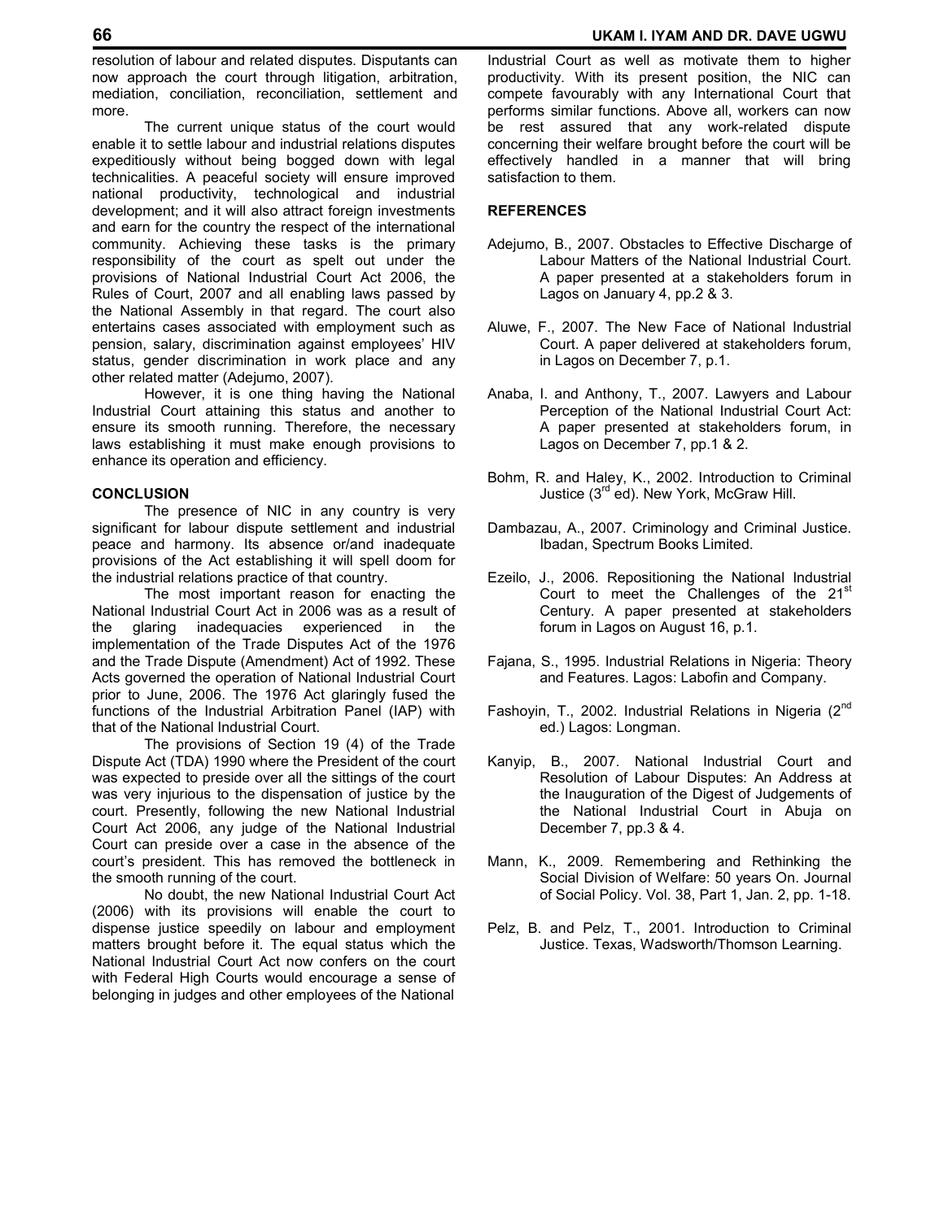resolution of labour and related disputes. Disputants can now approach the court through litigation, arbitration, mediation, conciliation, reconciliation, settlement and more.

The current unique status of the court would enable it to settle labour and industrial relations disputes expeditiously without being bogged down with legal technicalities. A peaceful society will ensure improved national productivity, technological and industrial development; and it will also attract foreign investments and earn for the country the respect of the international community. Achieving these tasks is the primary responsibility of the court as spelt out under the provisions of National Industrial Court Act 2006, the Rules of Court, 2007 and all enabling laws passed by the National Assembly in that regard. The court also entertains cases associated with employment such as pension, salary, discrimination against employees' HIV status, gender discrimination in work place and any other related matter (Adejumo, 2007).

However, it is one thing having the National Industrial Court attaining this status and another to ensure its smooth running. Therefore, the necessary laws establishing it must make enough provisions to enhance its operation and efficiency.

## CONCLUSION

The presence of NIC in any country is very significant for labour dispute settlement and industrial peace and harmony. Its absence or/and inadequate provisions of the Act establishing it will spell doom for the industrial relations practice of that country.

The most important reason for enacting the National Industrial Court Act in 2006 was as a result of the glaring inadequacies experienced in the implementation of the Trade Disputes Act of the 1976 and the Trade Dispute (Amendment) Act of 1992. These Acts governed the operation of National Industrial Court prior to June, 2006. The 1976 Act glaringly fused the functions of the Industrial Arbitration Panel (IAP) with that of the National Industrial Court.

The provisions of Section 19 (4) of the Trade Dispute Act (TDA) 1990 where the President of the court was expected to preside over all the sittings of the court was very injurious to the dispensation of justice by the court. Presently, following the new National Industrial Court Act 2006, any judge of the National Industrial Court can preside over a case in the absence of the court's president. This has removed the bottleneck in the smooth running of the court.

No doubt, the new National Industrial Court Act (2006) with its provisions will enable the court to dispense justice speedily on labour and employment matters brought before it. The equal status which the National Industrial Court Act now confers on the court with Federal High Courts would encourage a sense of belonging in judges and other employees of the National Industrial Court as well as motivate them to higher productivity. With its present position, the NIC can compete favourably with any International Court that performs similar functions. Above all, workers can now be rest assured that any work-related dispute concerning their welfare brought before the court will be effectively handled in a manner that will bring satisfaction to them.

## REFERENCES

Adejumo, B., 2007. Obstacles to Effective Discharge of Labour Matters of the National Industrial Court. A paper presented at a stakeholders forum in Lagos on January 4, pp.2 & 3.

Aluwe, F., 2007. The New Face of National Industrial Court. A paper delivered at stakeholders forum, in Lagos on December 7, p.1.

Anaba, I. and Anthony, T., 2007. Lawyers and Labour Perception of the National Industrial Court Act: A paper presented at stakeholders forum, in Lagos on December 7, pp.1 & 2.

Bohm, R. and Haley, K., 2002. Introduction to Criminal Justice (3rd ed). New York, McGraw Hill.

Dambazau, A., 2007. Criminology and Criminal Justice. Ibadan, Spectrum Books Limited.

Ezeilo, J., 2006. Repositioning the National Industrial Court to meet the Challenges of the 21st Century. A paper presented at stakeholders forum in Lagos on August 16, p.1.

Fajana, S., 1995. Industrial Relations in Nigeria: Theory and Features. Lagos: Labofin and Company.

Fashoyin, T., 2002. Industrial Relations in Nigeria (2nd ed.) Lagos: Longman.

Kanyip, B., 2007. National Industrial Court and Resolution of Labour Disputes: An Address at the Inauguration of the Digest of Judgements of the National Industrial Court in Abuja on December 7, pp.3 & 4.

Mann, K., 2009. Remembering and Rethinking the Social Division of Welfare: 50 years On. Journal of Social Policy. Vol. 38, Part 1, Jan. 2, pp. 1-18.

Pelz, B. and Pelz, T., 2001. Introduction to Criminal Justice. Texas, Wadsworth/Thomson Learning.